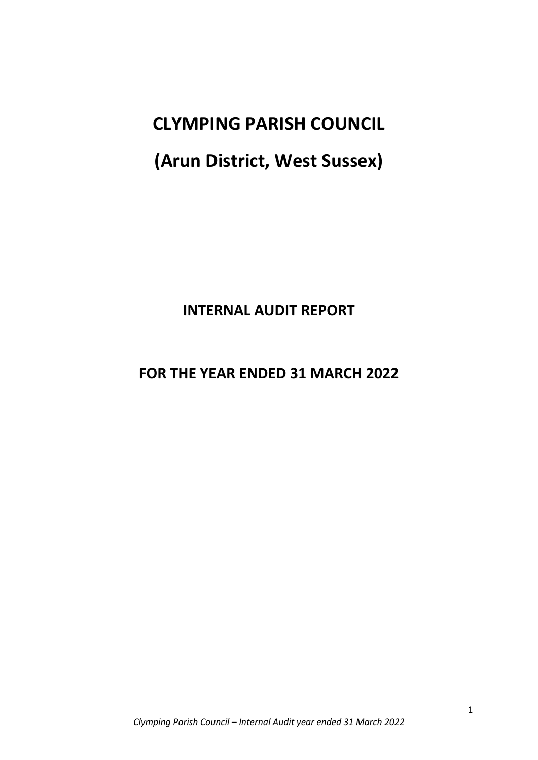# CLYMPING PARISH COUNCIL

# (Arun District, West Sussex)

## INTERNAL AUDIT REPORT

## FOR THE YEAR ENDED 31 MARCH 2022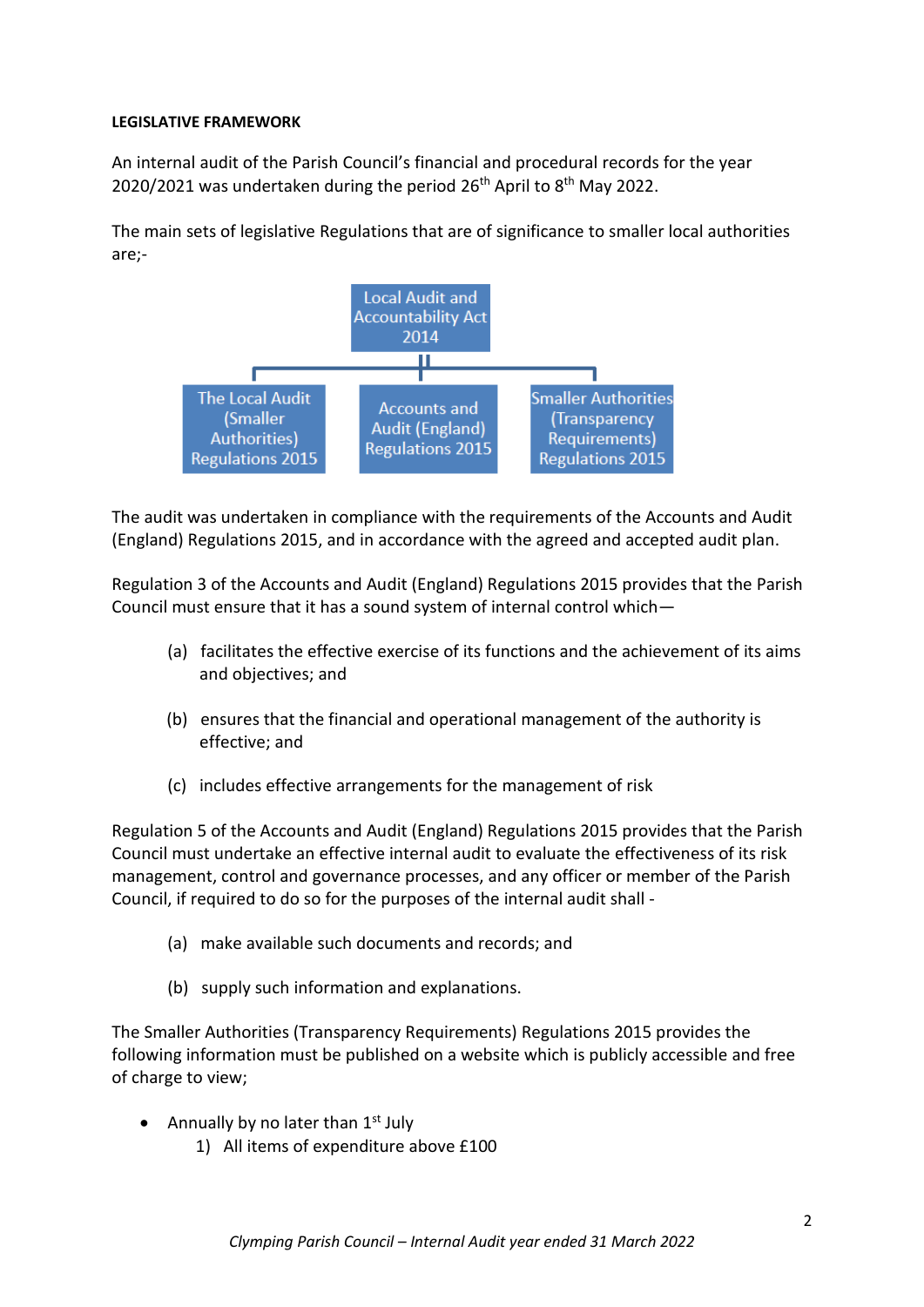**LEGISLATIVE FRAMEWORK**

An internal audit of the Parish Council's financial and procedural records for the year 2020/2021 was undertaken during the period 26th April to 8th May 2022.

The main sets of legislative Regulations that are of significance to smaller local authorities are;-

- Local Audit and Accountability Act 2014
  - The Local Audit (Smaller Authorities) Regulations 2015
  - Accounts and Audit (England) Regulations 2015
  - Smaller Authorities (Transparency Requirements) Regulations 2015

The audit was undertaken in compliance with the requirements of the Accounts and Audit (England) Regulations 2015, and in accordance with the agreed and accepted audit plan.

Regulation 3 of the Accounts and Audit (England) Regulations 2015 provides that the Parish Council must ensure that it has a sound system of internal control which—

(a) facilitates the effective exercise of its functions and the achievement of its aims and objectives; and

(b) ensures that the financial and operational management of the authority is effective; and

(c) includes effective arrangements for the management of risk

Regulation 5 of the Accounts and Audit (England) Regulations 2015 provides that the Parish Council must undertake an effective internal audit to evaluate the effectiveness of its risk management, control and governance processes, and any officer or member of the Parish Council, if required to do so for the purposes of the internal audit shall -

(a) make available such documents and records; and

(b) supply such information and explanations.

The Smaller Authorities (Transparency Requirements) Regulations 2015 provides the following information must be published on a website which is publicly accessible and free of charge to view;

- Annually by no later than 1st July
  1) All items of expenditure above £100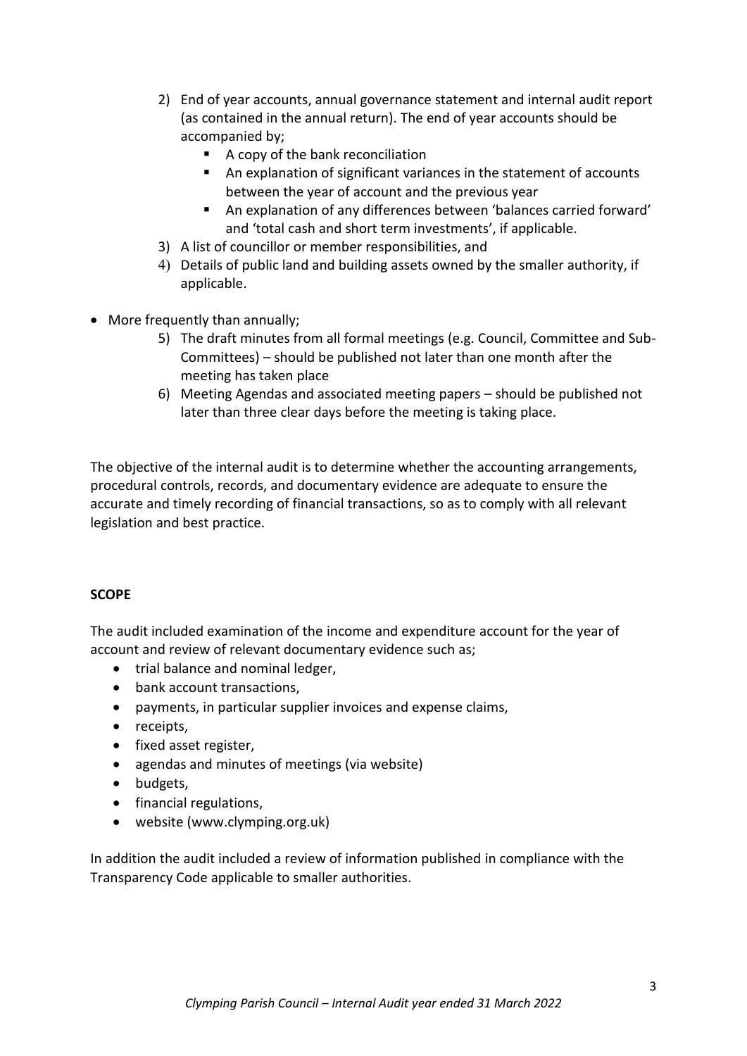2) End of year accounts, annual governance statement and internal audit report (as contained in the annual return). The end of year accounts should be accompanied by;
   - A copy of the bank reconciliation
   - An explanation of significant variances in the statement of accounts between the year of account and the previous year
   - An explanation of any differences between 'balances carried forward' and 'total cash and short term investments', if applicable.
3) A list of councillor or member responsibilities, and
4) Details of public land and building assets owned by the smaller authority, if applicable.

- More frequently than annually;
  5) The draft minutes from all formal meetings (e.g. Council, Committee and Sub-Committees) – should be published not later than one month after the meeting has taken place
  6) Meeting Agendas and associated meeting papers – should be published not later than three clear days before the meeting is taking place.

The objective of the internal audit is to determine whether the accounting arrangements, procedural controls, records, and documentary evidence are adequate to ensure the accurate and timely recording of financial transactions, so as to comply with all relevant legislation and best practice.

**SCOPE**

The audit included examination of the income and expenditure account for the year of account and review of relevant documentary evidence such as;

- trial balance and nominal ledger,
- bank account transactions,
- payments, in particular supplier invoices and expense claims,
- receipts,
- fixed asset register,
- agendas and minutes of meetings (via website)
- budgets,
- financial regulations,
- website (www.clymping.org.uk)

In addition the audit included a review of information published in compliance with the Transparency Code applicable to smaller authorities.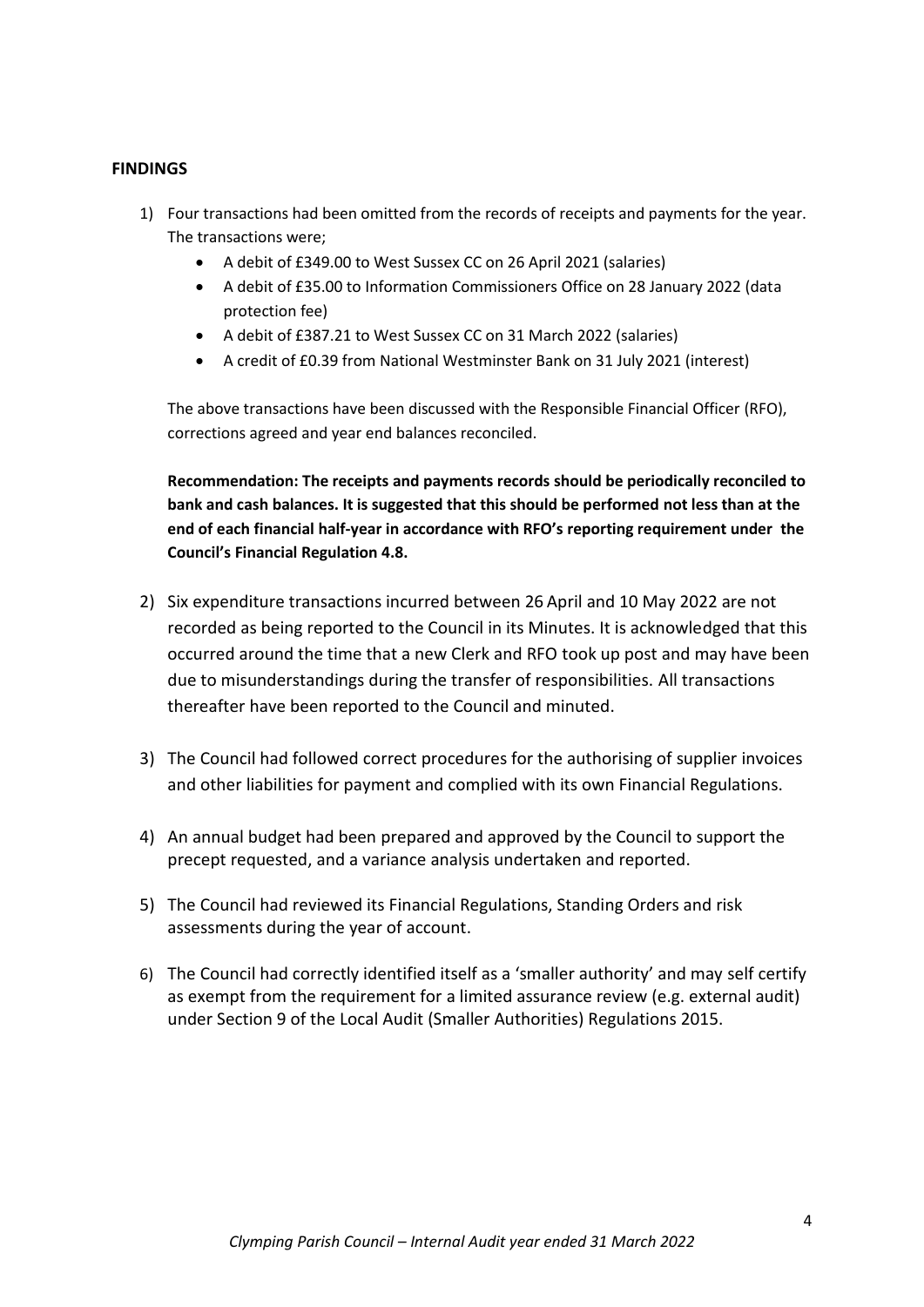**FINDINGS**

1) Four transactions had been omitted from the records of receipts and payments for the year. The transactions were;
   - A debit of £349.00 to West Sussex CC on 26 April 2021 (salaries)
   - A debit of £35.00 to Information Commissioners Office on 28 January 2022 (data protection fee)
   - A debit of £387.21 to West Sussex CC on 31 March 2022 (salaries)
   - A credit of £0.39 from National Westminster Bank on 31 July 2021 (interest)

   The above transactions have been discussed with the Responsible Financial Officer (RFO), corrections agreed and year end balances reconciled.

   **Recommendation: The receipts and payments records should be periodically reconciled to bank and cash balances. It is suggested that this should be performed not less than at the end of each financial half-year in accordance with RFO's reporting requirement under the Council's Financial Regulation 4.8.**

2) Six expenditure transactions incurred between 26 April and 10 May 2022 are not recorded as being reported to the Council in its Minutes. It is acknowledged that this occurred around the time that a new Clerk and RFO took up post and may have been due to misunderstandings during the transfer of responsibilities. All transactions thereafter have been reported to the Council and minuted.

3) The Council had followed correct procedures for the authorising of supplier invoices and other liabilities for payment and complied with its own Financial Regulations.

4) An annual budget had been prepared and approved by the Council to support the precept requested, and a variance analysis undertaken and reported.

5) The Council had reviewed its Financial Regulations, Standing Orders and risk assessments during the year of account.

6) The Council had correctly identified itself as a 'smaller authority' and may self certify as exempt from the requirement for a limited assurance review (e.g. external audit) under Section 9 of the Local Audit (Smaller Authorities) Regulations 2015.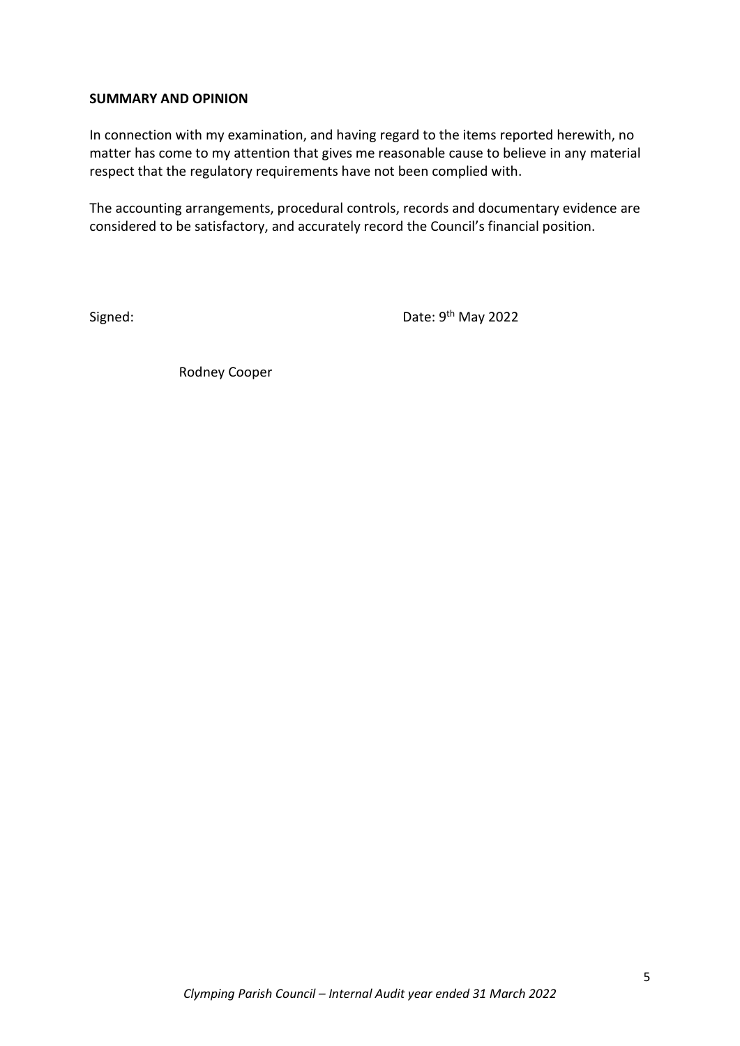**SUMMARY AND OPINION**

In connection with my examination, and having regard to the items reported herewith, no matter has come to my attention that gives me reasonable cause to believe in any material respect that the regulatory requirements have not been complied with.

The accounting arrangements, procedural controls, records and documentary evidence are considered to be satisfactory, and accurately record the Council's financial position.

Signed: Date: 9th May 2022

Rodney Cooper